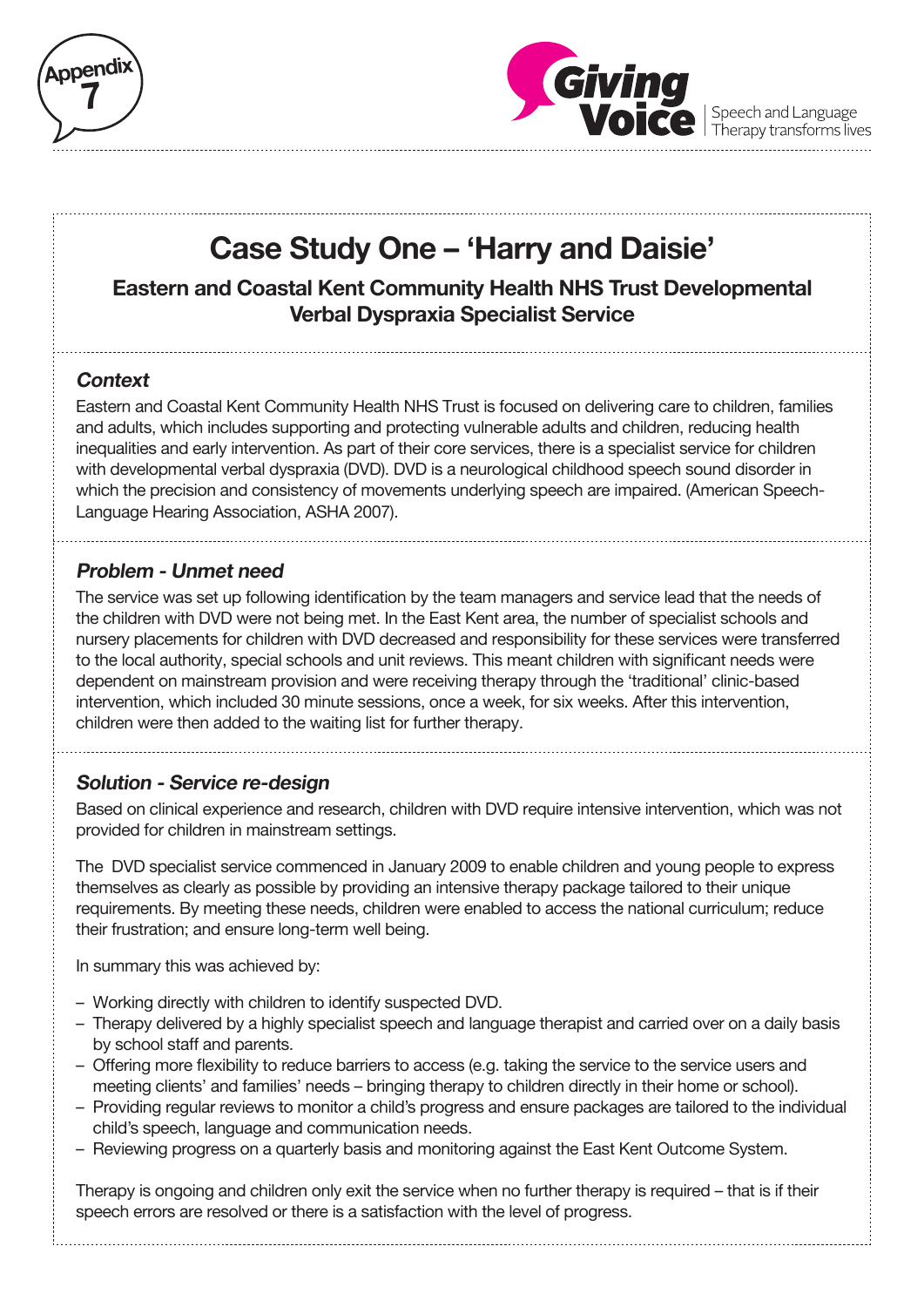Appendix 7

Giving Voice | Speech and Language Therapy transforms lives

# Case Study One – 'Harry and Daisie'

## Eastern and Coastal Kent Community Health NHS Trust Developmental Verbal Dyspraxia Specialist Service

### *Context*

Eastern and Coastal Kent Community Health NHS Trust is focused on delivering care to children, families and adults, which includes supporting and protecting vulnerable adults and children, reducing health inequalities and early intervention. As part of their core services, there is a specialist service for children with developmental verbal dyspraxia (DVD). DVD is a neurological childhood speech sound disorder in which the precision and consistency of movements underlying speech are impaired. (American Speech-Language Hearing Association, ASHA 2007).

### *Problem - Unmet need*

The service was set up following identification by the team managers and service lead that the needs of the children with DVD were not being met. In the East Kent area, the number of specialist schools and nursery placements for children with DVD decreased and responsibility for these services were transferred to the local authority, special schools and unit reviews. This meant children with significant needs were dependent on mainstream provision and were receiving therapy through the 'traditional' clinic-based intervention, which included 30 minute sessions, once a week, for six weeks. After this intervention, children were then added to the waiting list for further therapy.

### *Solution - Service re-design*

Based on clinical experience and research, children with DVD require intensive intervention, which was not provided for children in mainstream settings.

The DVD specialist service commenced in January 2009 to enable children and young people to express themselves as clearly as possible by providing an intensive therapy package tailored to their unique requirements. By meeting these needs, children were enabled to access the national curriculum; reduce their frustration; and ensure long-term well being.

In summary this was achieved by:

- Working directly with children to identify suspected DVD.
- Therapy delivered by a highly specialist speech and language therapist and carried over on a daily basis by school staff and parents.
- Offering more flexibility to reduce barriers to access (e.g. taking the service to the service users and meeting clients' and families' needs – bringing therapy to children directly in their home or school).
- Providing regular reviews to monitor a child's progress and ensure packages are tailored to the individual child's speech, language and communication needs.
- Reviewing progress on a quarterly basis and monitoring against the East Kent Outcome System.

Therapy is ongoing and children only exit the service when no further therapy is required – that is if their speech errors are resolved or there is a satisfaction with the level of progress.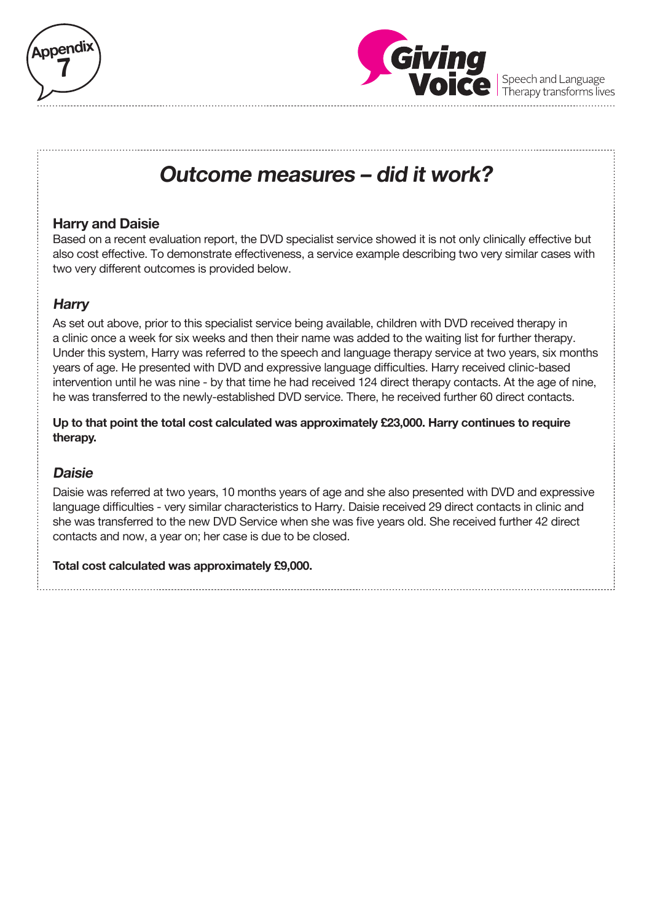# Outcome measures – did it work?

## Harry and Daisie

Based on a recent evaluation report, the DVD specialist service showed it is not only clinically effective but also cost effective. To demonstrate effectiveness, a service example describing two very similar cases with two very different outcomes is provided below.

### *Harry*

As set out above, prior to this specialist service being available, children with DVD received therapy in a clinic once a week for six weeks and then their name was added to the waiting list for further therapy. Under this system, Harry was referred to the speech and language therapy service at two years, six months years of age. He presented with DVD and expressive language difficulties. Harry received clinic-based intervention until he was nine - by that time he had received 124 direct therapy contacts. At the age of nine, he was transferred to the newly-established DVD service. There, he received further 60 direct contacts.

**Up to that point the total cost calculated was approximately £23,000. Harry continues to require therapy.**

### *Daisie*

Daisie was referred at two years, 10 months years of age and she also presented with DVD and expressive language difficulties - very similar characteristics to Harry. Daisie received 29 direct contacts in clinic and she was transferred to the new DVD Service when she was five years old. She received further 42 direct contacts and now, a year on; her case is due to be closed.

**Total cost calculated was approximately £9,000.**